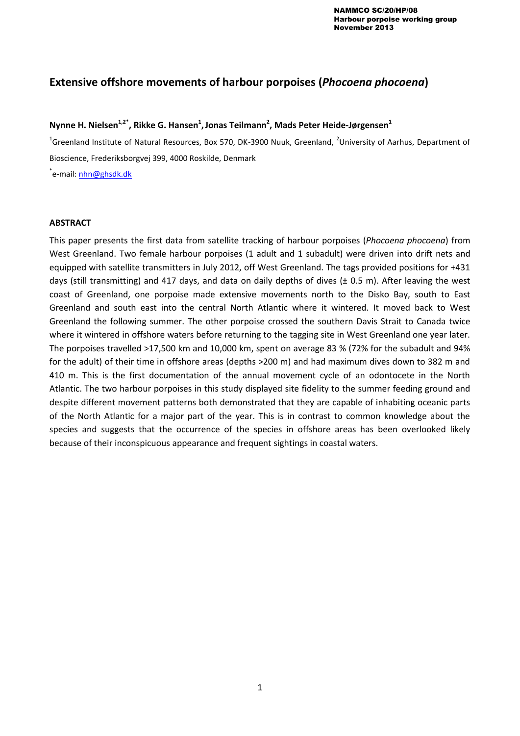# Extensive offshore movements of harbour porpoises (*Phocoena phocoena*)

**Nynne H. Nielsen[1,2*], Rikke G. Hansen[1], Jonas Teilmann[2], Mads Peter Heide-Jørgensen[1]**

[1]Greenland Institute of Natural Resources, Box 570, DK-3900 Nuuk, Greenland, [2]University of Aarhus, Department of Bioscience, Frederiksborgvej 399, 4000 Roskilde, Denmark

[*]e-mail: nhn@ghsdk.dk

## ABSTRACT

This paper presents the first data from satellite tracking of harbour porpoises (*Phocoena phocoena*) from West Greenland. Two female harbour porpoises (1 adult and 1 subadult) were driven into drift nets and equipped with satellite transmitters in July 2012, off West Greenland. The tags provided positions for +431 days (still transmitting) and 417 days, and data on daily depths of dives (± 0.5 m). After leaving the west coast of Greenland, one porpoise made extensive movements north to the Disko Bay, south to East Greenland and south east into the central North Atlantic where it wintered. It moved back to West Greenland the following summer. The other porpoise crossed the southern Davis Strait to Canada twice where it wintered in offshore waters before returning to the tagging site in West Greenland one year later. The porpoises travelled >17,500 km and 10,000 km, spent on average 83 % (72% for the subadult and 94% for the adult) of their time in offshore areas (depths >200 m) and had maximum dives down to 382 m and 410 m. This is the first documentation of the annual movement cycle of an odontocete in the North Atlantic. The two harbour porpoises in this study displayed site fidelity to the summer feeding ground and despite different movement patterns both demonstrated that they are capable of inhabiting oceanic parts of the North Atlantic for a major part of the year. This is in contrast to common knowledge about the species and suggests that the occurrence of the species in offshore areas has been overlooked likely because of their inconspicuous appearance and frequent sightings in coastal waters.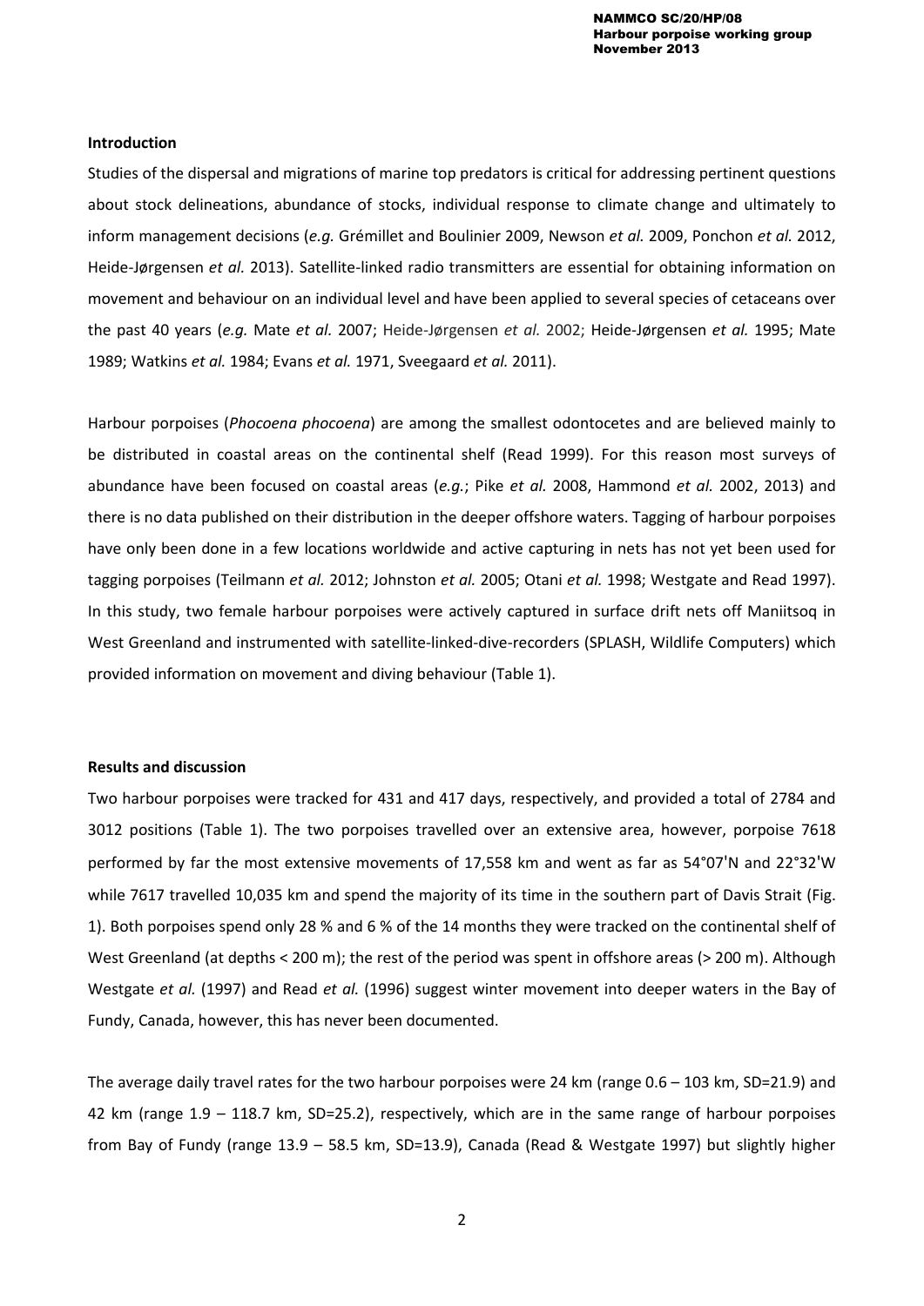**Introduction**

Studies of the dispersal and migrations of marine top predators is critical for addressing pertinent questions about stock delineations, abundance of stocks, individual response to climate change and ultimately to inform management decisions (*e.g.* Grémillet and Boulinier 2009, Newson *et al.* 2009, Ponchon *et al.* 2012, Heide-Jørgensen *et al.* 2013). Satellite-linked radio transmitters are essential for obtaining information on movement and behaviour on an individual level and have been applied to several species of cetaceans over the past 40 years (*e.g.* Mate *et al.* 2007; Heide-Jørgensen *et al.* 2002; Heide-Jørgensen *et al.* 1995; Mate 1989; Watkins *et al.* 1984; Evans *et al.* 1971, Sveegaard *et al.* 2011).

Harbour porpoises (*Phocoena phocoena*) are among the smallest odontocetes and are believed mainly to be distributed in coastal areas on the continental shelf (Read 1999). For this reason most surveys of abundance have been focused on coastal areas (*e.g.*; Pike *et al.* 2008, Hammond *et al.* 2002, 2013) and there is no data published on their distribution in the deeper offshore waters. Tagging of harbour porpoises have only been done in a few locations worldwide and active capturing in nets has not yet been used for tagging porpoises (Teilmann *et al.* 2012; Johnston *et al.* 2005; Otani *et al.* 1998; Westgate and Read 1997). In this study, two female harbour porpoises were actively captured in surface drift nets off Maniitsoq in West Greenland and instrumented with satellite-linked-dive-recorders (SPLASH, Wildlife Computers) which provided information on movement and diving behaviour (Table 1).

**Results and discussion**

Two harbour porpoises were tracked for 431 and 417 days, respectively, and provided a total of 2784 and 3012 positions (Table 1). The two porpoises travelled over an extensive area, however, porpoise 7618 performed by far the most extensive movements of 17,558 km and went as far as 54°07'N and 22°32'W while 7617 travelled 10,035 km and spend the majority of its time in the southern part of Davis Strait (Fig. 1). Both porpoises spend only 28 % and 6 % of the 14 months they were tracked on the continental shelf of West Greenland (at depths < 200 m); the rest of the period was spent in offshore areas (> 200 m). Although Westgate *et al.* (1997) and Read *et al.* (1996) suggest winter movement into deeper waters in the Bay of Fundy, Canada, however, this has never been documented.

The average daily travel rates for the two harbour porpoises were 24 km (range 0.6 – 103 km, SD=21.9) and 42 km (range 1.9 – 118.7 km, SD=25.2), respectively, which are in the same range of harbour porpoises from Bay of Fundy (range 13.9 – 58.5 km, SD=13.9), Canada (Read & Westgate 1997) but slightly higher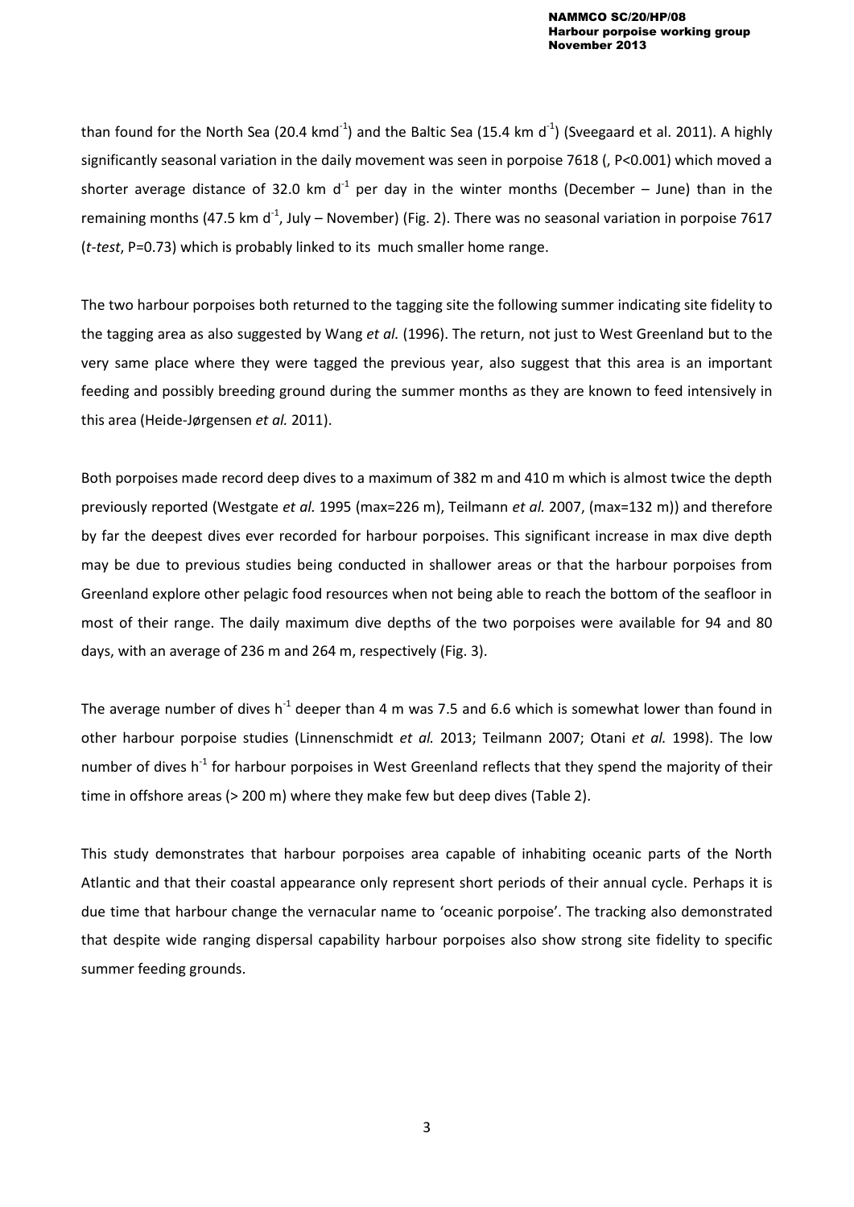than found for the North Sea (20.4 kmd$^{-1}$) and the Baltic Sea (15.4 km d$^{-1}$) (Sveegaard et al. 2011). A highly significantly seasonal variation in the daily movement was seen in porpoise 7618 (, P<0.001) which moved a shorter average distance of 32.0 km d$^{-1}$ per day in the winter months (December – June) than in the remaining months (47.5 km d$^{-1}$, July – November) (Fig. 2). There was no seasonal variation in porpoise 7617 (*t-test*, P=0.73) which is probably linked to its much smaller home range.

The two harbour porpoises both returned to the tagging site the following summer indicating site fidelity to the tagging area as also suggested by Wang *et al.* (1996). The return, not just to West Greenland but to the very same place where they were tagged the previous year, also suggest that this area is an important feeding and possibly breeding ground during the summer months as they are known to feed intensively in this area (Heide-Jørgensen *et al.* 2011).

Both porpoises made record deep dives to a maximum of 382 m and 410 m which is almost twice the depth previously reported (Westgate *et al.* 1995 (max=226 m), Teilmann *et al.* 2007, (max=132 m)) and therefore by far the deepest dives ever recorded for harbour porpoises. This significant increase in max dive depth may be due to previous studies being conducted in shallower areas or that the harbour porpoises from Greenland explore other pelagic food resources when not being able to reach the bottom of the seafloor in most of their range. The daily maximum dive depths of the two porpoises were available for 94 and 80 days, with an average of 236 m and 264 m, respectively (Fig. 3).

The average number of dives h$^{-1}$ deeper than 4 m was 7.5 and 6.6 which is somewhat lower than found in other harbour porpoise studies (Linnenschmidt *et al.* 2013; Teilmann 2007; Otani *et al.* 1998). The low number of dives h$^{-1}$ for harbour porpoises in West Greenland reflects that they spend the majority of their time in offshore areas (> 200 m) where they make few but deep dives (Table 2).

This study demonstrates that harbour porpoises area capable of inhabiting oceanic parts of the North Atlantic and that their coastal appearance only represent short periods of their annual cycle. Perhaps it is due time that harbour change the vernacular name to 'oceanic porpoise'. The tracking also demonstrated that despite wide ranging dispersal capability harbour porpoises also show strong site fidelity to specific summer feeding grounds.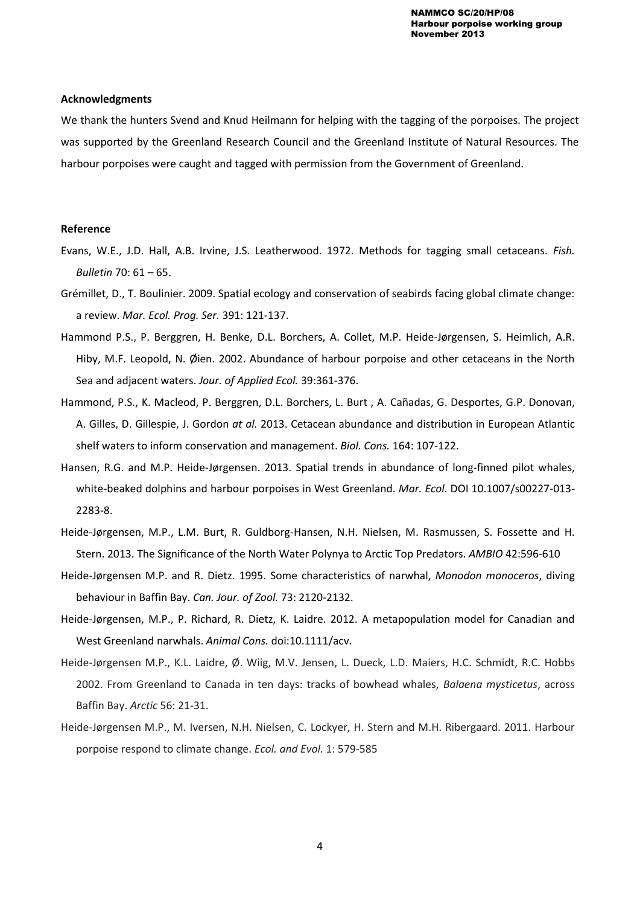**Acknowledgments**

We thank the hunters Svend and Knud Heilmann for helping with the tagging of the porpoises. The project was supported by the Greenland Research Council and the Greenland Institute of Natural Resources. The harbour porpoises were caught and tagged with permission from the Government of Greenland.

**Reference**

Evans, W.E., J.D. Hall, A.B. Irvine, J.S. Leatherwood. 1972. Methods for tagging small cetaceans. *Fish. Bulletin* 70: 61 – 65.

Grémillet, D., T. Boulinier. 2009. Spatial ecology and conservation of seabirds facing global climate change: a review. *Mar. Ecol. Prog. Ser.* 391: 121-137.

Hammond P.S., P. Berggren, H. Benke, D.L. Borchers, A. Collet, M.P. Heide-Jørgensen, S. Heimlich, A.R. Hiby, M.F. Leopold, N. Øien. 2002. Abundance of harbour porpoise and other cetaceans in the North Sea and adjacent waters. *Jour. of Applied Ecol.* 39:361-376.

Hammond, P.S., K. Macleod, P. Berggren, D.L. Borchers, L. Burt , A. Cañadas, G. Desportes, G.P. Donovan, A. Gilles, D. Gillespie, J. Gordon *at al.* 2013. Cetacean abundance and distribution in European Atlantic shelf waters to inform conservation and management. *Biol. Cons.* 164: 107-122.

Hansen, R.G. and M.P. Heide-Jørgensen. 2013. Spatial trends in abundance of long-finned pilot whales, white-beaked dolphins and harbour porpoises in West Greenland. *Mar. Ecol.* DOI 10.1007/s00227-013-2283-8.

Heide-Jørgensen, M.P., L.M. Burt, R. Guldborg-Hansen, N.H. Nielsen, M. Rasmussen, S. Fossette and H. Stern. 2013. The Significance of the North Water Polynya to Arctic Top Predators. *AMBIO* 42:596-610

Heide-Jørgensen M.P. and R. Dietz. 1995. Some characteristics of narwhal, *Monodon monoceros*, diving behaviour in Baffin Bay. *Can. Jour. of Zool.* 73: 2120-2132.

Heide-Jørgensen, M.P., P. Richard, R. Dietz, K. Laidre. 2012. A metapopulation model for Canadian and West Greenland narwhals. *Animal Cons.* doi:10.1111/acv.

Heide-Jørgensen M.P., K.L. Laidre, Ø. Wiig, M.V. Jensen, L. Dueck, L.D. Maiers, H.C. Schmidt, R.C. Hobbs 2002. From Greenland to Canada in ten days: tracks of bowhead whales, *Balaena mysticetus*, across Baffin Bay. *Arctic* 56: 21-31.

Heide-Jørgensen M.P., M. Iversen, N.H. Nielsen, C. Lockyer, H. Stern and M.H. Ribergaard. 2011. Harbour porpoise respond to climate change. *Ecol. and Evol.* 1: 579-585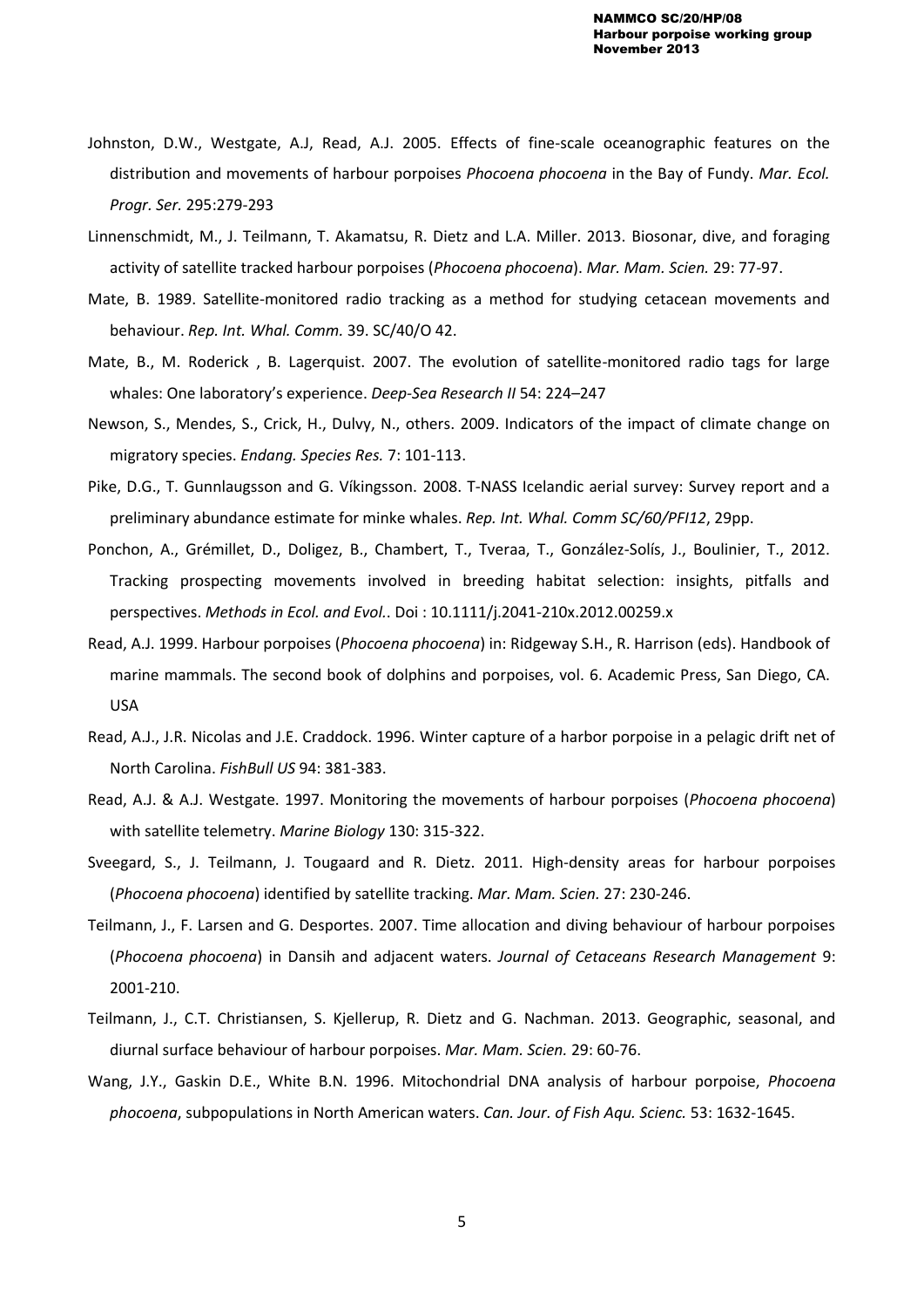Johnston, D.W., Westgate, A.J, Read, A.J. 2005. Effects of fine-scale oceanographic features on the distribution and movements of harbour porpoises *Phocoena phocoena* in the Bay of Fundy. *Mar. Ecol. Progr. Ser.* 295:279-293

Linnenschmidt, M., J. Teilmann, T. Akamatsu, R. Dietz and L.A. Miller. 2013. Biosonar, dive, and foraging activity of satellite tracked harbour porpoises (*Phocoena phocoena*). *Mar. Mam. Scien.* 29: 77-97.

Mate, B. 1989. Satellite-monitored radio tracking as a method for studying cetacean movements and behaviour. *Rep. Int. Whal. Comm.* 39. SC/40/O 42.

Mate, B., M. Roderick , B. Lagerquist. 2007. The evolution of satellite-monitored radio tags for large whales: One laboratory's experience. *Deep-Sea Research II* 54: 224–247

Newson, S., Mendes, S., Crick, H., Dulvy, N., others. 2009. Indicators of the impact of climate change on migratory species. *Endang. Species Res.* 7: 101-113.

Pike, D.G., T. Gunnlaugsson and G. Víkingsson. 2008. T-NASS Icelandic aerial survey: Survey report and a preliminary abundance estimate for minke whales. *Rep. Int. Whal. Comm SC/60/PFI12*, 29pp.

Ponchon, A., Grémillet, D., Doligez, B., Chambert, T., Tveraa, T., González-Solís, J., Boulinier, T., 2012. Tracking prospecting movements involved in breeding habitat selection: insights, pitfalls and perspectives. *Methods in Ecol. and Evol.*. Doi : 10.1111/j.2041-210x.2012.00259.x

Read, A.J. 1999. Harbour porpoises (*Phocoena phocoena*) in: Ridgeway S.H., R. Harrison (eds). Handbook of marine mammals. The second book of dolphins and porpoises, vol. 6. Academic Press, San Diego, CA. USA

Read, A.J., J.R. Nicolas and J.E. Craddock. 1996. Winter capture of a harbor porpoise in a pelagic drift net of North Carolina. *FishBull US* 94: 381-383.

Read, A.J. & A.J. Westgate. 1997. Monitoring the movements of harbour porpoises (*Phocoena phocoena*) with satellite telemetry. *Marine Biology* 130: 315-322.

Sveegard, S., J. Teilmann, J. Tougaard and R. Dietz. 2011. High-density areas for harbour porpoises (*Phocoena phocoena*) identified by satellite tracking. *Mar. Mam. Scien.* 27: 230-246.

Teilmann, J., F. Larsen and G. Desportes. 2007. Time allocation and diving behaviour of harbour porpoises (*Phocoena phocoena*) in Dansih and adjacent waters. *Journal of Cetaceans Research Management* 9: 2001-210.

Teilmann, J., C.T. Christiansen, S. Kjellerup, R. Dietz and G. Nachman. 2013. Geographic, seasonal, and diurnal surface behaviour of harbour porpoises. *Mar. Mam. Scien.* 29: 60-76.

Wang, J.Y., Gaskin D.E., White B.N. 1996. Mitochondrial DNA analysis of harbour porpoise, *Phocoena phocoena*, subpopulations in North American waters. *Can. Jour. of Fish Aqu. Scienc.* 53: 1632-1645.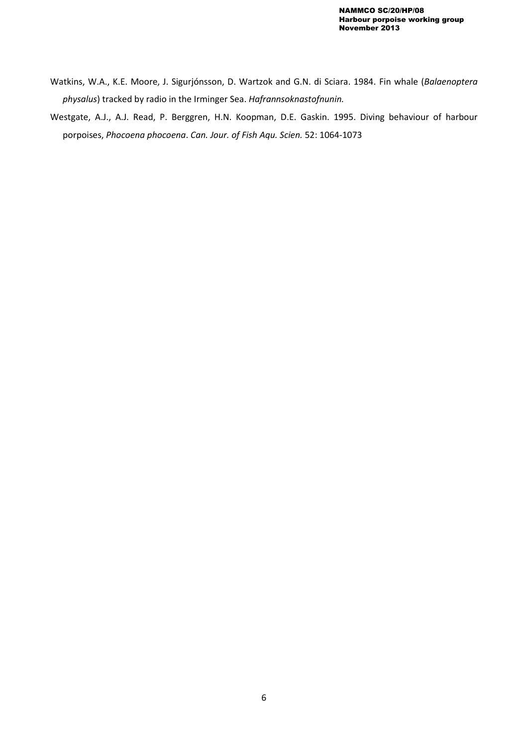Watkins, W.A., K.E. Moore, J. Sigurjónsson, D. Wartzok and G.N. di Sciara. 1984. Fin whale (*Balaenoptera physalus*) tracked by radio in the Irminger Sea. *Hafrannsoknastofnunin.*

Westgate, A.J., A.J. Read, P. Berggren, H.N. Koopman, D.E. Gaskin. 1995. Diving behaviour of harbour porpoises, *Phocoena phocoena*. *Can. Jour. of Fish Aqu. Scien.* 52: 1064-1073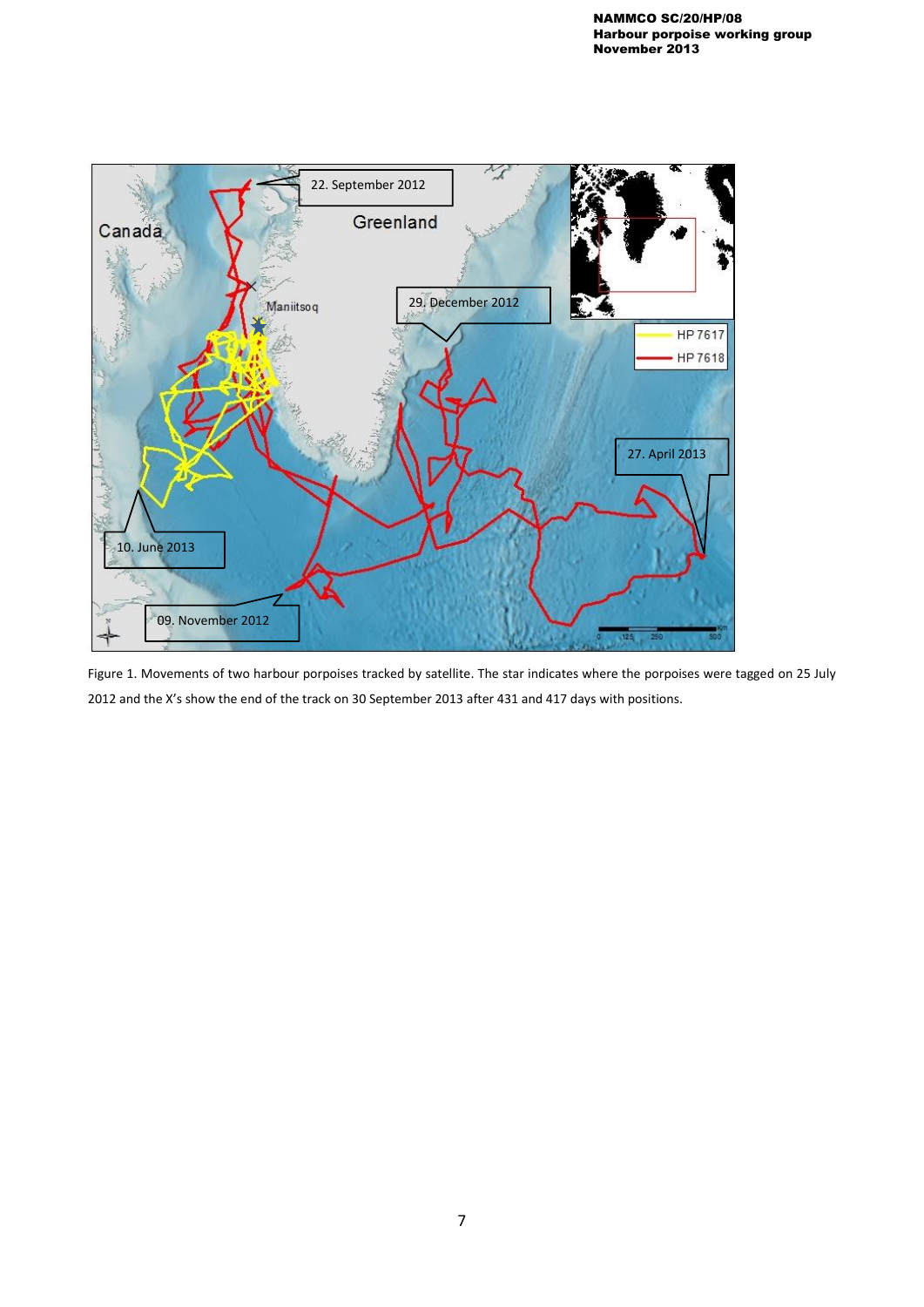Figure 1. Movements of two harbour porpoises tracked by satellite. The star indicates where the porpoises were tagged on 25 July 2012 and the X's show the end of the track on 30 September 2013 after 431 and 417 days with positions.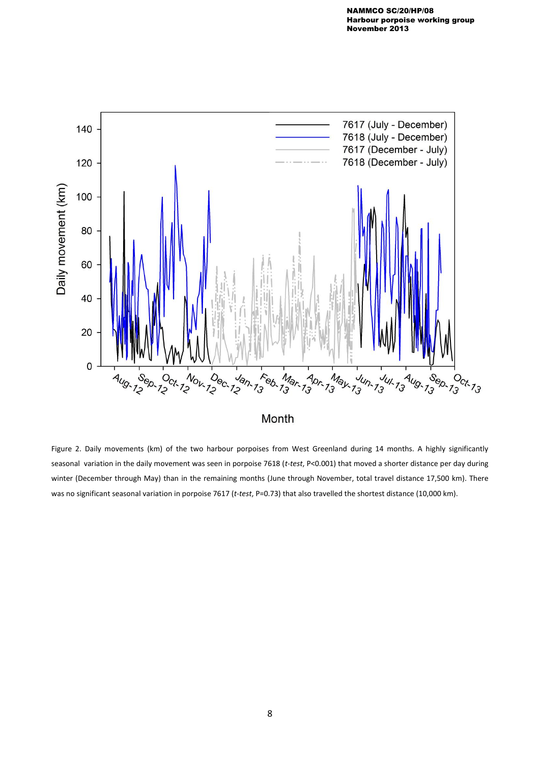Figure 2. Daily movements (km) of the two harbour porpoises from West Greenland during 14 months. A highly significantly seasonal variation in the daily movement was seen in porpoise 7618 (*t-test*, P<0.001) that moved a shorter distance per day during winter (December through May) than in the remaining months (June through November, total travel distance 17,500 km). There was no significant seasonal variation in porpoise 7617 (*t-test*, P=0.73) that also travelled the shortest distance (10,000 km).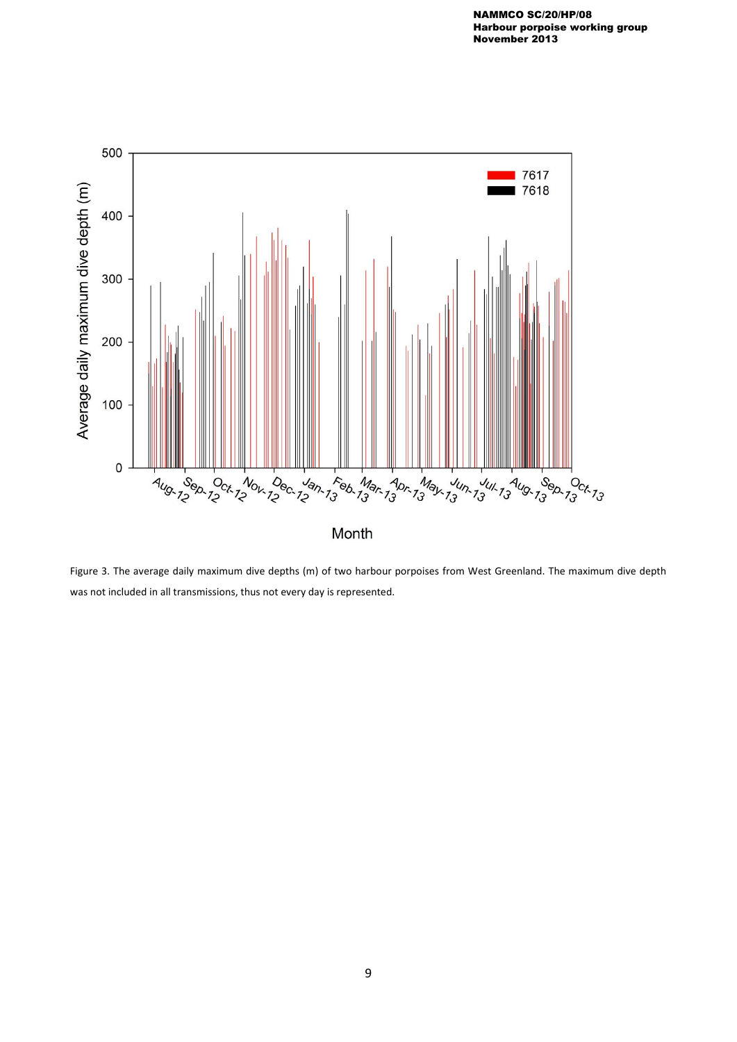Figure 3. The average daily maximum dive depths (m) of two harbour porpoises from West Greenland. The maximum dive depth was not included in all transmissions, thus not every day is represented.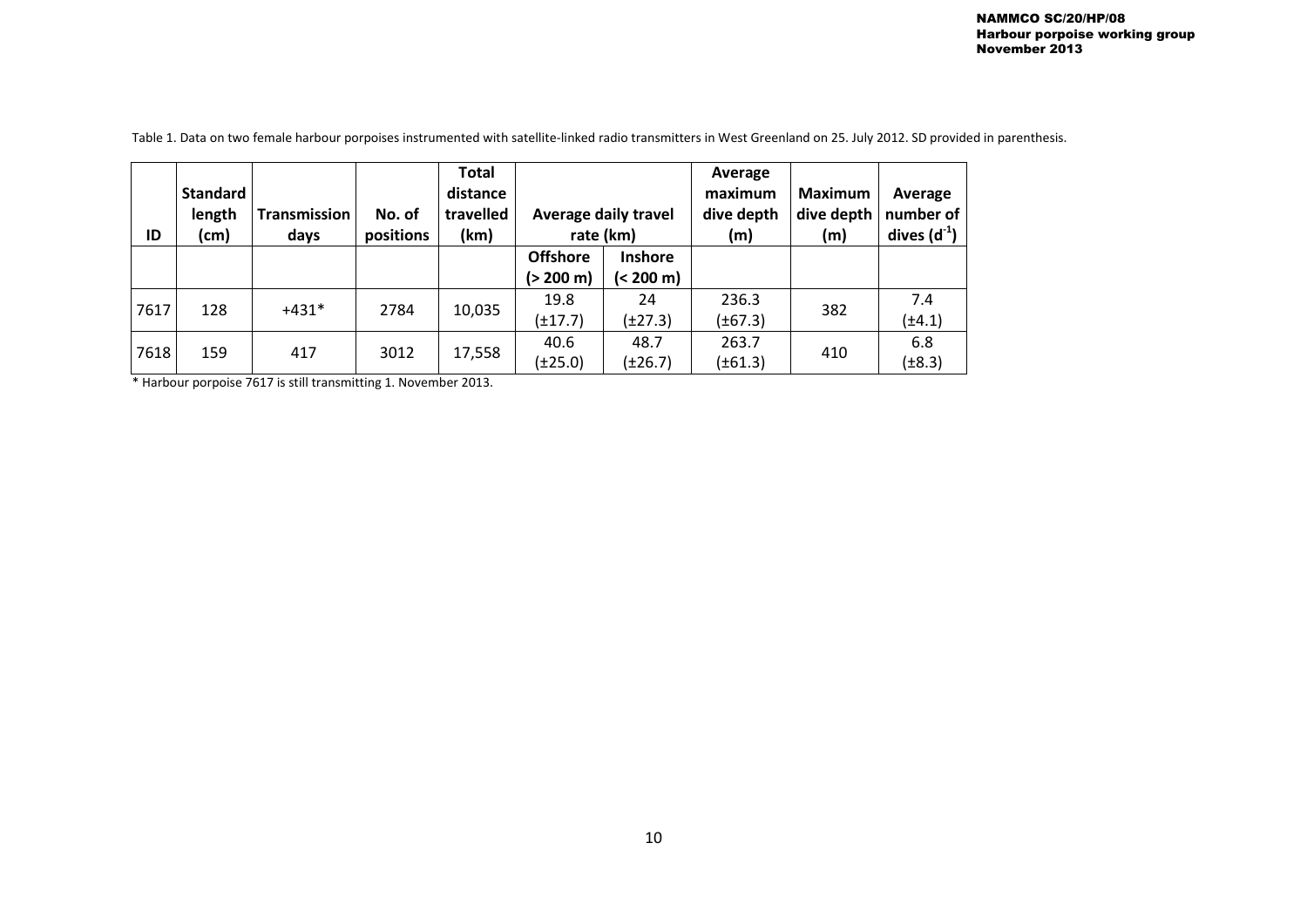Table 1. Data on two female harbour porpoises instrumented with satellite-linked radio transmitters in West Greenland on 25. July 2012. SD provided in parenthesis.

| ID | Standard length (cm) | Transmission days | No. of positions | Total distance travelled (km) | Average daily travel rate (km) | | Average maximum dive depth (m) | Maximum dive depth (m) | Average number of dives ($d^{-1}$) |
|---|---|---|---|---|---|---|---|---|---|
| | | | | | Offshore (> 200 m) | Inshore (< 200 m) | | | |
| 7617 | 128 | +431* | 2784 | 10,035 | 19.8 (±17.7) | 24 (±27.3) | 236.3 (±67.3) | 382 | 7.4 (±4.1) |
| 7618 | 159 | 417 | 3012 | 17,558 | 40.6 (±25.0) | 48.7 (±26.7) | 263.7 (±61.3) | 410 | 6.8 (±8.3) |

* Harbour porpoise 7617 is still transmitting 1. November 2013.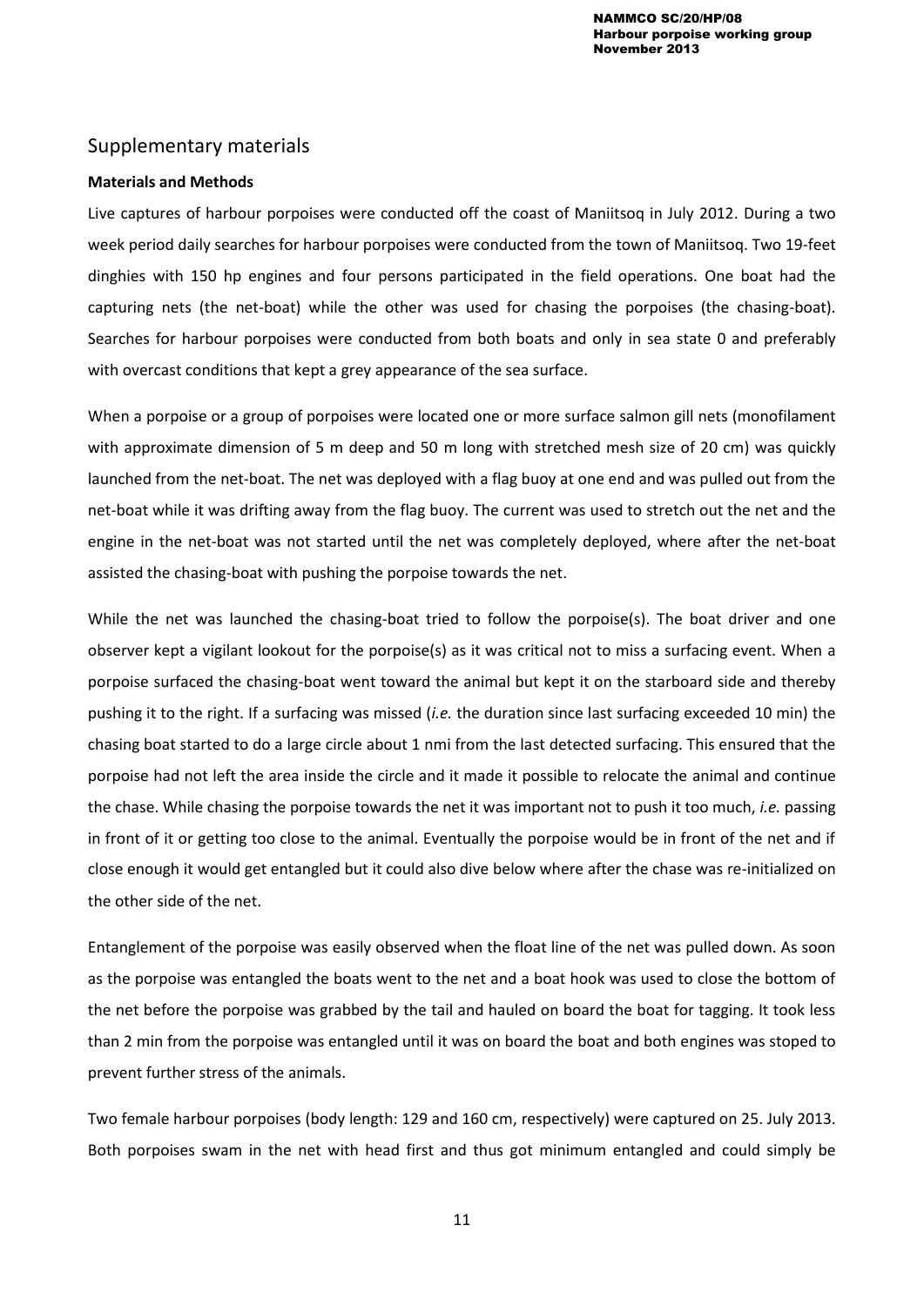## Supplementary materials

### Materials and Methods

Live captures of harbour porpoises were conducted off the coast of Maniitsoq in July 2012. During a two week period daily searches for harbour porpoises were conducted from the town of Maniitsoq. Two 19-feet dinghies with 150 hp engines and four persons participated in the field operations. One boat had the capturing nets (the net-boat) while the other was used for chasing the porpoises (the chasing-boat). Searches for harbour porpoises were conducted from both boats and only in sea state 0 and preferably with overcast conditions that kept a grey appearance of the sea surface.

When a porpoise or a group of porpoises were located one or more surface salmon gill nets (monofilament with approximate dimension of 5 m deep and 50 m long with stretched mesh size of 20 cm) was quickly launched from the net-boat. The net was deployed with a flag buoy at one end and was pulled out from the net-boat while it was drifting away from the flag buoy. The current was used to stretch out the net and the engine in the net-boat was not started until the net was completely deployed, where after the net-boat assisted the chasing-boat with pushing the porpoise towards the net.

While the net was launched the chasing-boat tried to follow the porpoise(s). The boat driver and one observer kept a vigilant lookout for the porpoise(s) as it was critical not to miss a surfacing event. When a porpoise surfaced the chasing-boat went toward the animal but kept it on the starboard side and thereby pushing it to the right. If a surfacing was missed (*i.e.* the duration since last surfacing exceeded 10 min) the chasing boat started to do a large circle about 1 nmi from the last detected surfacing. This ensured that the porpoise had not left the area inside the circle and it made it possible to relocate the animal and continue the chase. While chasing the porpoise towards the net it was important not to push it too much, *i.e.* passing in front of it or getting too close to the animal. Eventually the porpoise would be in front of the net and if close enough it would get entangled but it could also dive below where after the chase was re-initialized on the other side of the net.

Entanglement of the porpoise was easily observed when the float line of the net was pulled down. As soon as the porpoise was entangled the boats went to the net and a boat hook was used to close the bottom of the net before the porpoise was grabbed by the tail and hauled on board the boat for tagging. It took less than 2 min from the porpoise was entangled until it was on board the boat and both engines was stoped to prevent further stress of the animals.

Two female harbour porpoises (body length: 129 and 160 cm, respectively) were captured on 25. July 2013. Both porpoises swam in the net with head first and thus got minimum entangled and could simply be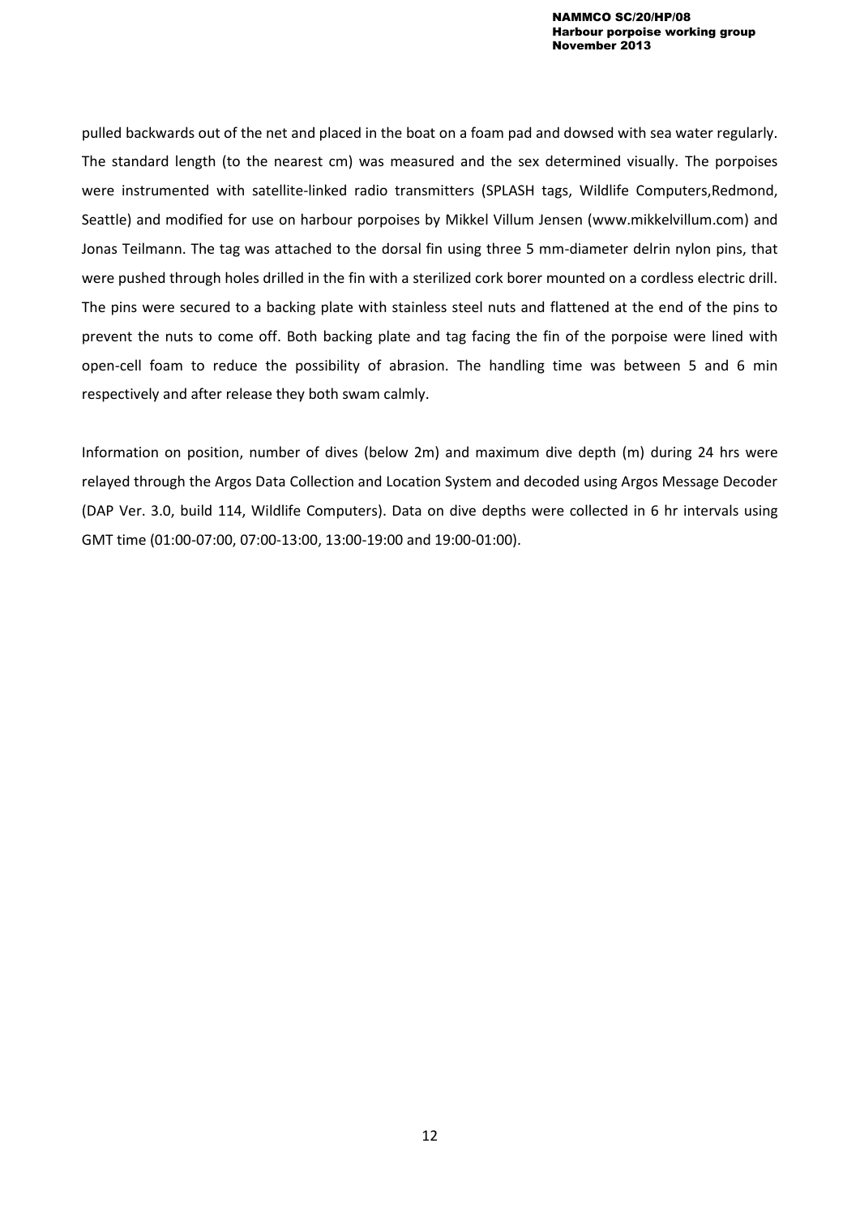pulled backwards out of the net and placed in the boat on a foam pad and dowsed with sea water regularly. The standard length (to the nearest cm) was measured and the sex determined visually. The porpoises were instrumented with satellite-linked radio transmitters (SPLASH tags, Wildlife Computers,Redmond, Seattle) and modified for use on harbour porpoises by Mikkel Villum Jensen (www.mikkelvillum.com) and Jonas Teilmann. The tag was attached to the dorsal fin using three 5 mm-diameter delrin nylon pins, that were pushed through holes drilled in the fin with a sterilized cork borer mounted on a cordless electric drill. The pins were secured to a backing plate with stainless steel nuts and flattened at the end of the pins to prevent the nuts to come off. Both backing plate and tag facing the fin of the porpoise were lined with open-cell foam to reduce the possibility of abrasion. The handling time was between 5 and 6 min respectively and after release they both swam calmly.

Information on position, number of dives (below 2m) and maximum dive depth (m) during 24 hrs were relayed through the Argos Data Collection and Location System and decoded using Argos Message Decoder (DAP Ver. 3.0, build 114, Wildlife Computers). Data on dive depths were collected in 6 hr intervals using GMT time (01:00-07:00, 07:00-13:00, 13:00-19:00 and 19:00-01:00).